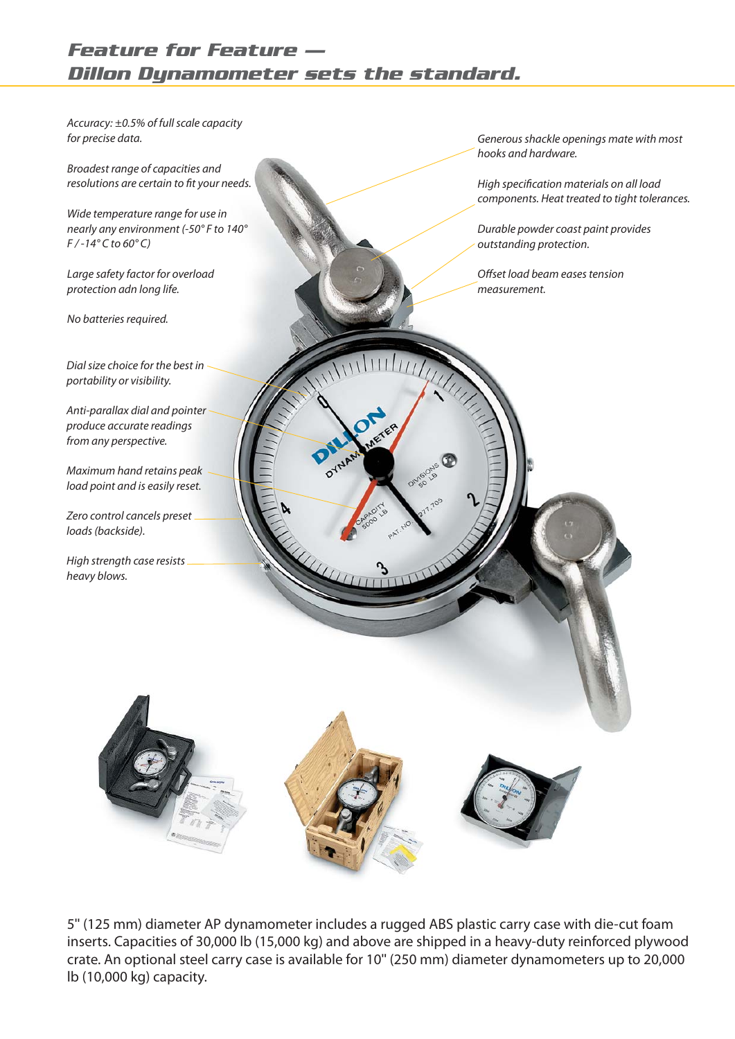## *Feature for Feature — Dillon Dynamometer sets the standard.*

*Accuracy: ±0.5% of full scale capacity for precise data.*

*Broadest range of capacities and resolutions are certain to fit your needs.*

*Wide temperature range for use in nearly any environment (-50° F to 140° F / -14° C to 60° C)*

*Large safety factor for overload protection adn long life.*

*No batteries required.*

*Dial size choice for the best in portability or visibility.*

*Anti-parallax dial and pointer produce accurate readings from any perspective.*

*Maximum hand retains peak load point and is easily reset.*

*Zero control cancels preset loads (backside).*

*High strength case resists heavy blows.*

*Generous shackle openings mate with most hooks and hardware.*

*High specification materials on all load components. Heat treated to tight tolerances.*

*Durable powder coast paint provides outstanding protection.*

*Offset load beam eases tension measurement.*

5" (125 mm) diameter AP dynamometer includes a rugged ABS plastic carry case with die-cut foam inserts. Capacities of 30,000 lb (15,000 kg) and above are shipped in a heavy-duty reinforced plywood crate. An optional steel carry case is available for 10" (250 mm) diameter dynamometers up to 20,000 lb (10,000 kg) capacity.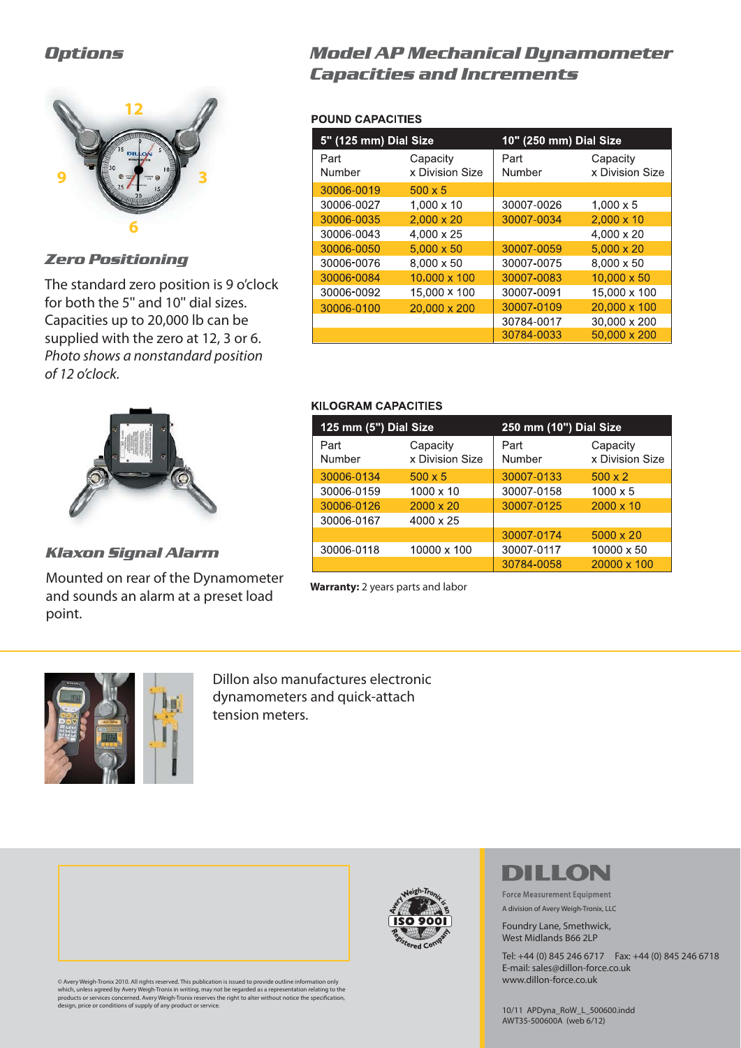## Options

### Zero Positioning

The standard zero position is 9 o'clock for both the 5" and 10" dial sizes. Capacities up to 20,000 lb can be supplied with the zero at 12, 3 or 6. *Photo shows a nonstandard position of 12 o'clock.*

### Klaxon Signal Alarm

Mounted on rear of the Dynamometer and sounds an alarm at a preset load point.

## Model AP Mechanical Dynamometer Capacities and Increments

**POUND CAPACITIES**

| 5" (125 mm) Dial Size | | 10" (250 mm) Dial Size | |
|---|---|---|---|
| Part Number | Capacity x Division Size | Part Number | Capacity x Division Size |
| 30006-0019 | 500 x 5 | | |
| 30006-0027 | 1,000 x 10 | 30007-0026 | 1,000 x 5 |
| 30006-0035 | 2,000 x 20 | 30007-0034 | 2,000 x 10 |
| 30006-0043 | 4,000 x 25 | | 4,000 x 20 |
| 30006-0050 | 5,000 x 50 | 30007-0059 | 5,000 x 20 |
| 30006-0076 | 8,000 x 50 | 30007-0075 | 8,000 x 50 |
| 30006-0084 | 10,000 x 100 | 30007-0083 | 10,000 x 50 |
| 30006-0092 | 15,000 x 100 | 30007-0091 | 15,000 x 100 |
| 30006-0100 | 20,000 x 200 | 30007-0109 | 20,000 x 100 |
| | | 30784-0017 | 30,000 x 200 |
| | | 30784-0033 | 50,000 x 200 |

**KILOGRAM CAPACITIES**

| 125 mm (5") Dial Size | | 250 mm (10") Dial Size | |
|---|---|---|---|
| Part Number | Capacity x Division Size | Part Number | Capacity x Division Size |
| 30006-0134 | 500 x 5 | 30007-0133 | 500 x 2 |
| 30006-0159 | 1000 x 10 | 30007-0158 | 1000 x 5 |
| 30006-0126 | 2000 x 20 | 30007-0125 | 2000 x 10 |
| 30006-0167 | 4000 x 25 | | |
| | | 30007-0174 | 5000 x 20 |
| 30006-0118 | 10000 x 100 | 30007-0117 | 10000 x 50 |
| | | 30784-0058 | 20000 x 100 |

**Warranty:** 2 years parts and labor

Dillon also manufactures electronic dynamometers and quick-attach tension meters.

© Avery Weigh-Tronix 2010. All rights reserved. This publication is issued to provide outline information only which, unless agreed by Avery Weigh-Tronix in writing, may not be regarded as a representation relating to the products or services concerned. Avery Weigh-Tronix reserves the right to alter without notice the specification, design, price or conditions of supply of any product or service.

Avery Weigh-Tronix is an ISO 9001 Registered Company

**DILLON**

Force Measurement Equipment

A division of Avery Weigh-Tronix, LLC

Foundry Lane, Smethwick,
West Midlands B66 2LP

Tel: +44 (0) 845 246 6717 Fax: +44 (0) 845 246 6718
E-mail: sales@dillon-force.co.uk
www.dillon-force.co.uk

10/11 APDyna_RoW_L_500600.indd
AWT35-500600A (web 6/12)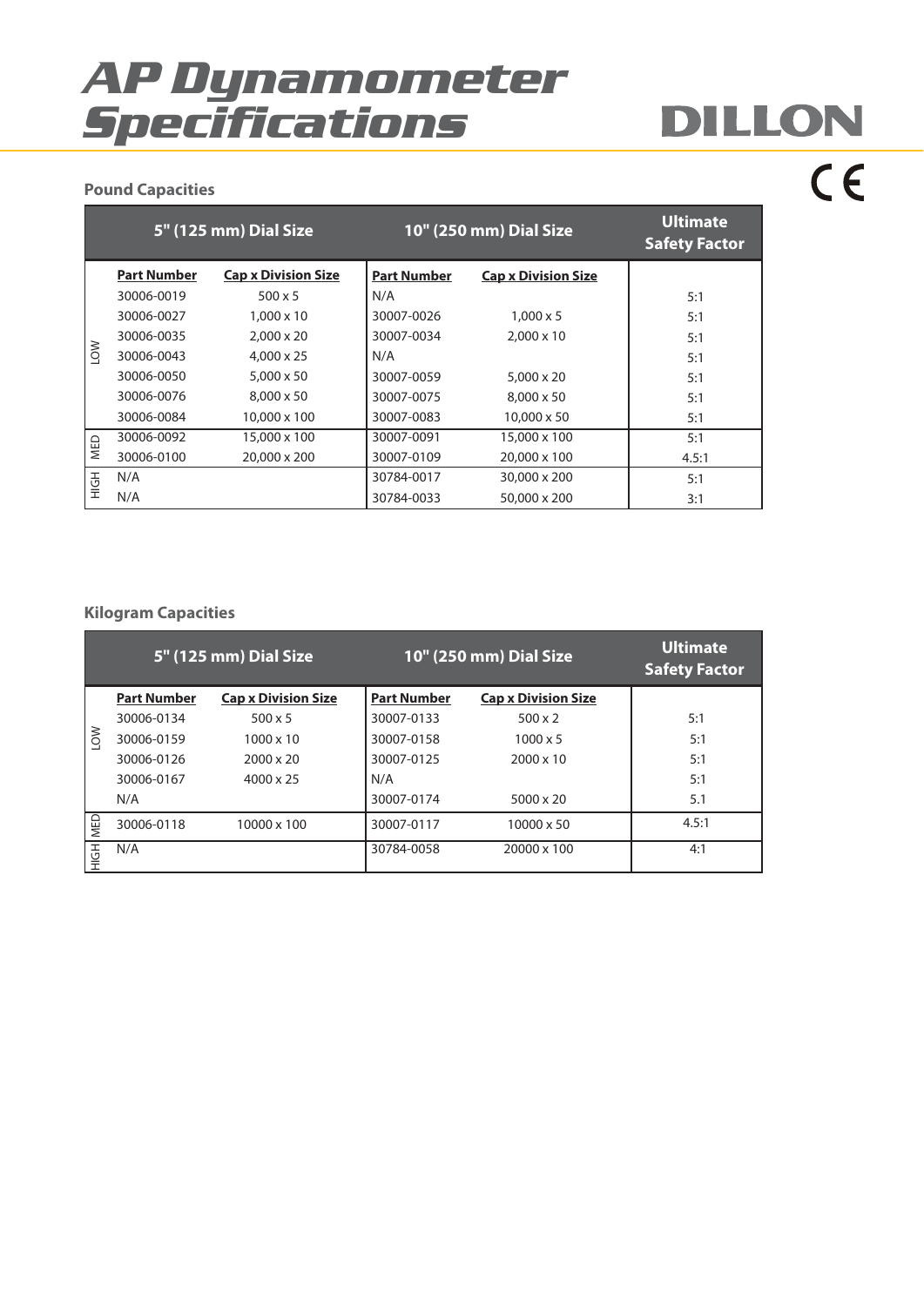# AP Dynamometer Specifications

DILLON

CE

## Pound Capacities

| | 5" (125 mm) Dial Size | | 10" (250 mm) Dial Size | | Ultimate Safety Factor |
|---|---|---|---|---|---|
| | **Part Number** | **Cap x Division Size** | **Part Number** | **Cap x Division Size** | |
| LOW | 30006-0019 | 500 x 5 | N/A | | 5:1 |
| LOW | 30006-0027 | 1,000 x 10 | 30007-0026 | 1,000 x 5 | 5:1 |
| LOW | 30006-0035 | 2,000 x 20 | 30007-0034 | 2,000 x 10 | 5:1 |
| LOW | 30006-0043 | 4,000 x 25 | N/A | | 5:1 |
| LOW | 30006-0050 | 5,000 x 50 | 30007-0059 | 5,000 x 20 | 5:1 |
| LOW | 30006-0076 | 8,000 x 50 | 30007-0075 | 8,000 x 50 | 5:1 |
| LOW | 30006-0084 | 10,000 x 100 | 30007-0083 | 10,000 x 50 | 5:1 |
| MED | 30006-0092 | 15,000 x 100 | 30007-0091 | 15,000 x 100 | 5:1 |
| MED | 30006-0100 | 20,000 x 200 | 30007-0109 | 20,000 x 100 | 4.5:1 |
| HIGH | N/A | | 30784-0017 | 30,000 x 200 | 5:1 |
| HIGH | N/A | | 30784-0033 | 50,000 x 200 | 3:1 |

## Kilogram Capacities

| | 5" (125 mm) Dial Size | | 10" (250 mm) Dial Size | | Ultimate Safety Factor |
|---|---|---|---|---|---|
| | **Part Number** | **Cap x Division Size** | **Part Number** | **Cap x Division Size** | |
| LOW | 30006-0134 | 500 x 5 | 30007-0133 | 500 x 2 | 5:1 |
| LOW | 30006-0159 | 1000 x 10 | 30007-0158 | 1000 x 5 | 5:1 |
| LOW | 30006-0126 | 2000 x 20 | 30007-0125 | 2000 x 10 | 5:1 |
| LOW | 30006-0167 | 4000 x 25 | N/A | | 5:1 |
| LOW | N/A | | 30007-0174 | 5000 x 20 | 5.1 |
| MED | 30006-0118 | 10000 x 100 | 30007-0117 | 10000 x 50 | 4.5:1 |
| HIGH | N/A | | 30784-0058 | 20000 x 100 | 4:1 |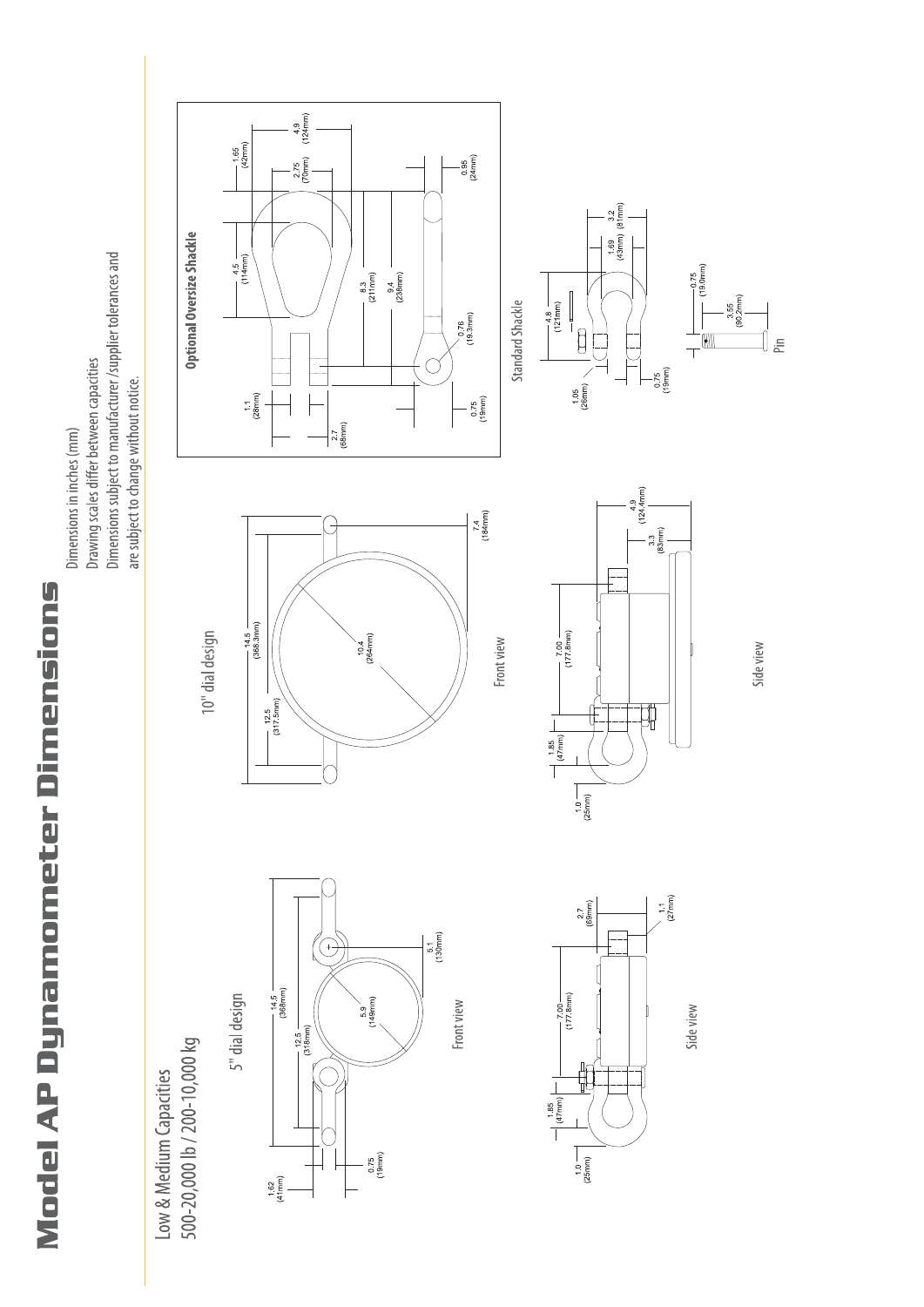# Model AP Dynamometer Dimensions

Dimensions in inches (mm)
Drawing scales differ between capacities
Dimensions subject to manufacturer /supplier tolerances and are subject to change without notice.

## Low & Medium Capacities
## 500-20,000 lb / 200-10,000 kg

### 5" dial design

1.62 (41mm)
0.75 (19mm)
12.5 (318mm)
14.5 (368mm)
5.9 (149mm)
5.1 (130mm)

Front view

1.0 (25mm)
1.85 (47mm)
7.00 (177.8mm)
2.7 (69mm)
1.1 (27mm)

Side view

### 10" dial design

12.5 (317.5mm)
14.5 (368.3mm)
10.4 (264mm)
7.4 (184mm)

Front view

1.0 (25mm)
1.85 (47mm)
7.00 (177.8mm)
3.3 (83mm)
4.9 (124.4mm)

Side view

### Optional Oversize Shackle

1.1 (28mm)
2.7 (68mm)
4.5 (114mm)
1.65 (42mm)
2.75 (70mm)
4.9 (124mm)
8.3 (211mm)
9.4 (238mm)
0.95 (24mm)
0.76 (19.3mm)
0.75 (19mm)

### Standard Shackle

4.8 (121mm)
1.05 (26mm)
1.69 (43mm)
3.2 (81mm)
0.75 (19mm)

### Pin

0.75 (19.0mm)
3.55 (90.2mm)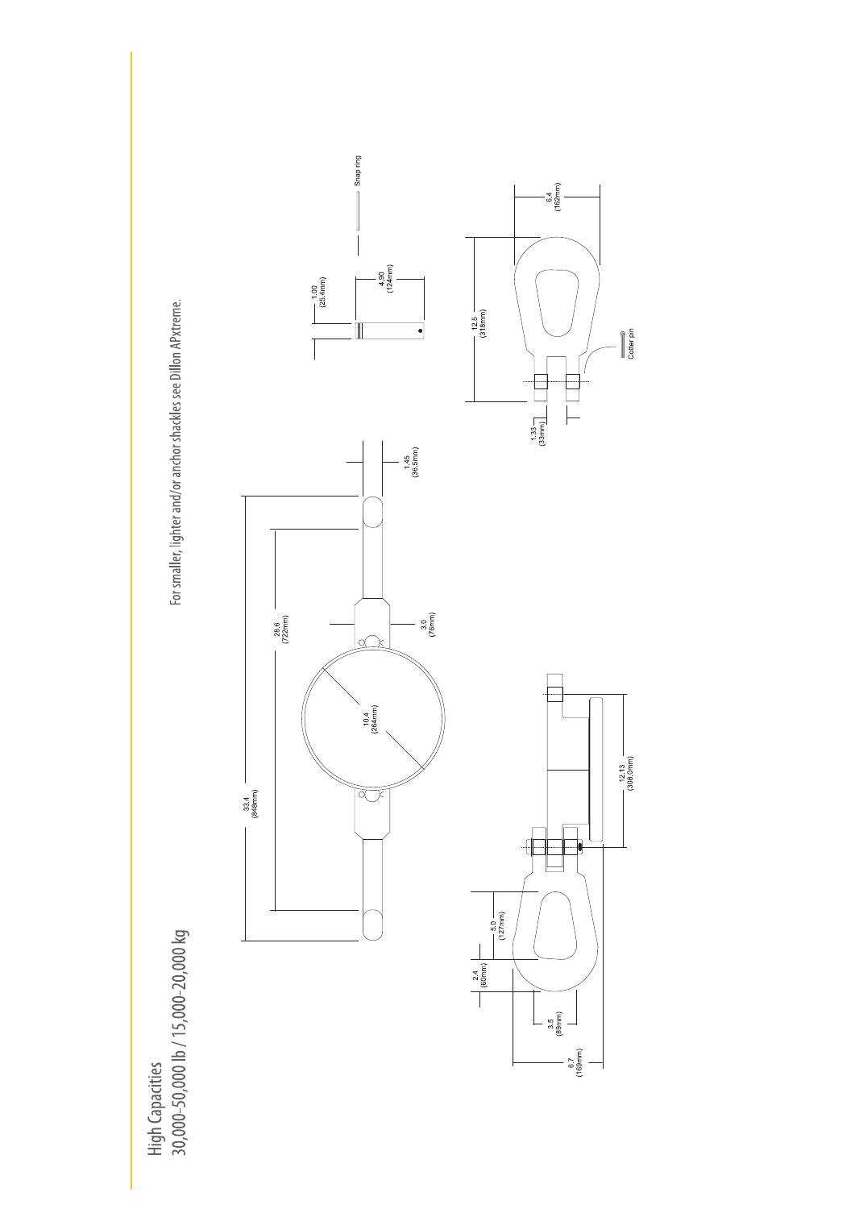# High Capacities

## 30,000–50,000 lb / 15,000–20,000 kg

For smaller, lighter and/or anchor shackles see Dillon APxtreme.

33.4 (848mm)

28.6 (722mm)

10.4 (264mm)

3.0 (76mm)

1.45 (36.5mm)

1.00 (25.4mm)

4.90 (124mm)

Snap ring

12.5 (318mm)

6.4 (162mm)

1.33 (33mm)

Cotter pin

5.0 (127mm)

2.4 (60mm)

3.5 (89mm)

6.7 (169mm)

12.13 (308.0mm)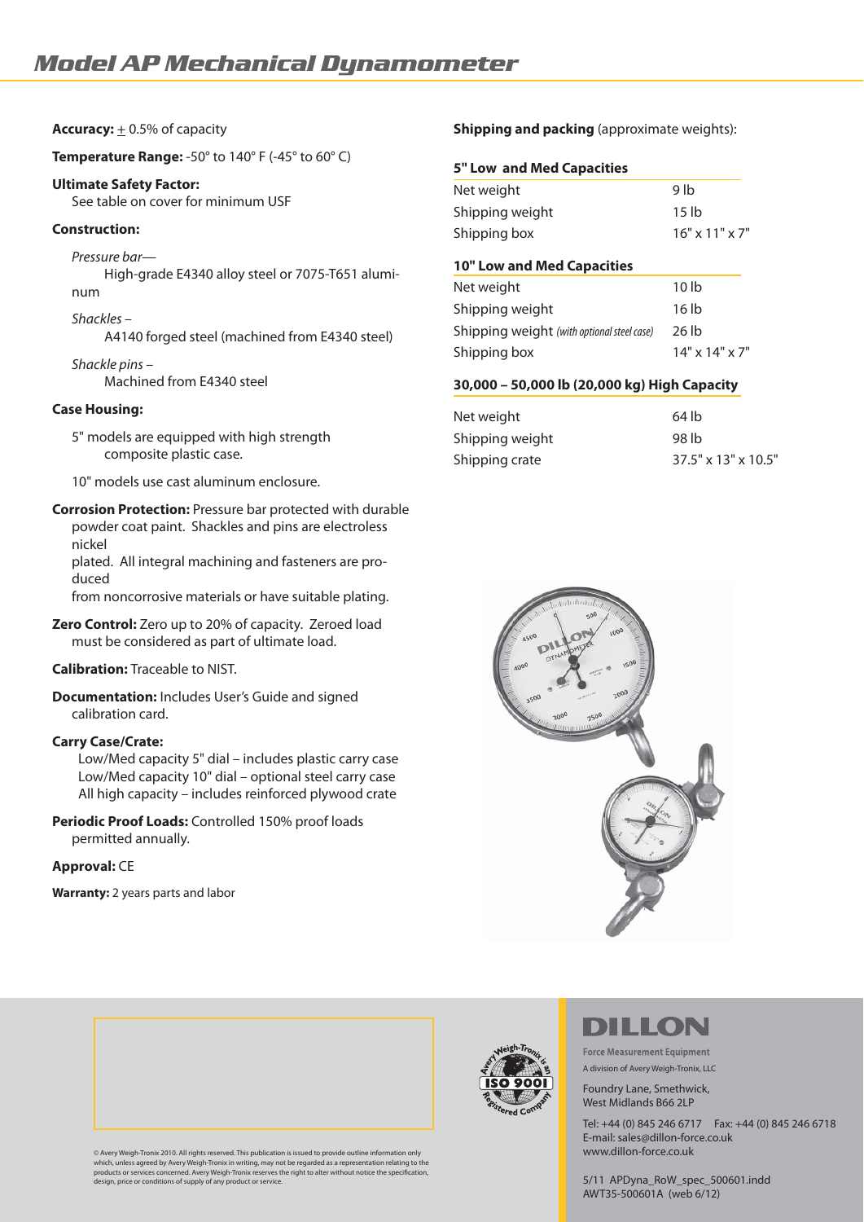# Model AP Mechanical Dynamometer

**Accuracy:** ± 0.5% of capacity

**Temperature Range:** -50° to 140° F (-45° to 60° C)

**Ultimate Safety Factor:**
See table on cover for minimum USF

**Construction:**

*Pressure bar—*
High-grade E4340 alloy steel or 7075-T651 aluminum

*Shackles –*
A4140 forged steel (machined from E4340 steel)

*Shackle pins –*
Machined from E4340 steel

**Case Housing:**

5" models are equipped with high strength composite plastic case.

10" models use cast aluminum enclosure.

**Corrosion Protection:** Pressure bar protected with durable powder coat paint. Shackles and pins are electroless nickel plated. All integral machining and fasteners are produced from noncorrosive materials or have suitable plating.

**Zero Control:** Zero up to 20% of capacity. Zeroed load must be considered as part of ultimate load.

**Calibration:** Traceable to NIST.

**Documentation:** Includes User's Guide and signed calibration card.

**Carry Case/Crate:**
Low/Med capacity 5" dial – includes plastic carry case
Low/Med capacity 10" dial – optional steel carry case
All high capacity – includes reinforced plywood crate

**Periodic Proof Loads:** Controlled 150% proof loads permitted annually.

**Approval:** CE

**Warranty:** 2 years parts and labor

**Shipping and packing** (approximate weights):

**5" Low and Med Capacities**

| | |
|---|---|
| Net weight | 9 lb |
| Shipping weight | 15 lb |
| Shipping box | 16" x 11" x 7" |

**10" Low and Med Capacities**

| | |
|---|---|
| Net weight | 10 lb |
| Shipping weight | 16 lb |
| Shipping weight *(with optional steel case)* | 26 lb |
| Shipping box | 14" x 14" x 7" |

**30,000 – 50,000 lb (20,000 kg) High Capacity**

| | |
|---|---|
| Net weight | 64 lb |
| Shipping weight | 98 lb |
| Shipping crate | 37.5" x 13" x 10.5" |

© Avery Weigh-Tronix 2010. All rights reserved. This publication is issued to provide outline information only which, unless agreed by Avery Weigh-Tronix in writing, may not be regarded as a representation relating to the products or services concerned. Avery Weigh-Tronix reserves the right to alter without notice the specification, design, price or conditions of supply of any product or service.

Avery Weigh-Tronix is an ISO 9001 Registered Company

**DILLON**
Force Measurement Equipment
A division of Avery Weigh-Tronix, LLC

Foundry Lane, Smethwick,
West Midlands B66 2LP

Tel: +44 (0) 845 246 6717 Fax: +44 (0) 845 246 6718
E-mail: sales@dillon-force.co.uk
www.dillon-force.co.uk

5/11 APDyna_RoW_spec_500601.indd
AWT35-500601A (web 6/12)